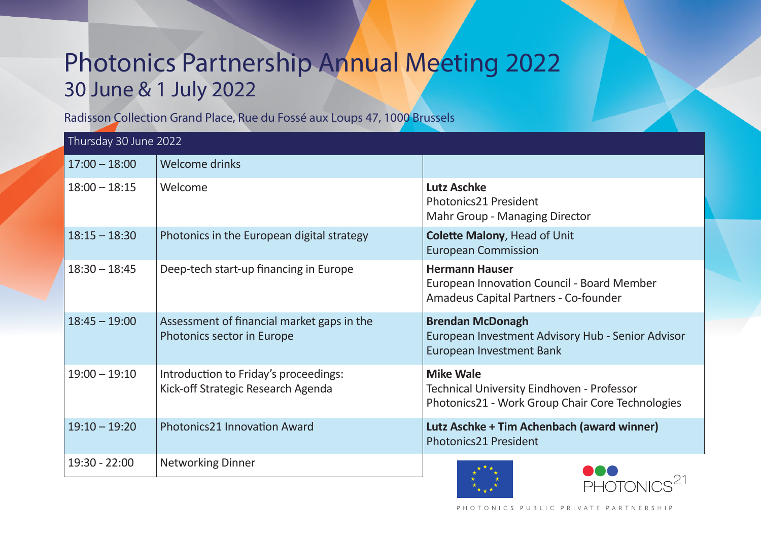# Photonics Partnership Annual Meeting 2022

## 30 June & 1 July 2022

Radisson Collection Grand Place, Rue du Fossé aux Loups 47, 1000 Brussels

| Thursday 30 June 2022 | | |
|---|---|---|
| 17:00 – 18:00 | Welcome drinks | |
| 18:00 – 18:15 | Welcome | **Lutz Aschke**<br>Photonics21 President<br>Mahr Group - Managing Director |
| 18:15 – 18:30 | Photonics in the European digital strategy | **Colette Malony**, Head of Unit<br>European Commission |
| 18:30 – 18:45 | Deep-tech start-up financing in Europe | **Hermann Hauser**<br>European Innovation Council - Board Member<br>Amadeus Capital Partners - Co-founder |
| 18:45 – 19:00 | Assessment of financial market gaps in the Photonics sector in Europe | **Brendan McDonagh**<br>European Investment Advisory Hub - Senior Advisor<br>European Investment Bank |
| 19:00 – 19:10 | Introduction to Friday's proceedings:<br>Kick-off Strategic Research Agenda | **Mike Wale**<br>Technical University Eindhoven - Professor<br>Photonics21 - Work Group Chair Core Technologies |
| 19:10 – 19:20 | Photonics21 Innovation Award | **Lutz Aschke + Tim Achenbach (award winner)**<br>Photonics21 President |
| 19:30 - 22:00 | Networking Dinner | |

PHOTONICS21

PHOTONICS PUBLIC PRIVATE PARTNERSHIP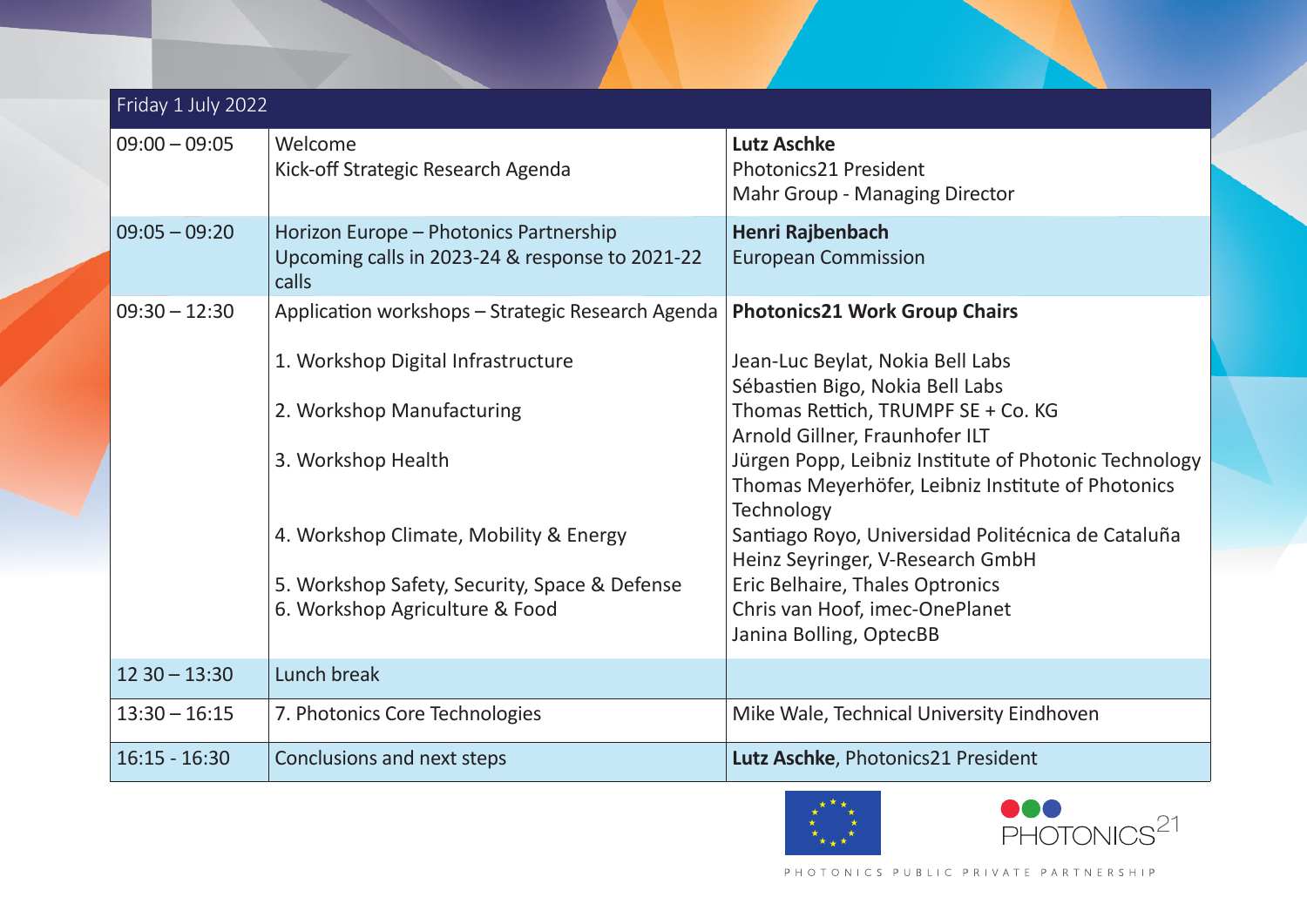| Friday 1 July 2022 | | |
|---|---|---|
| 09:00 – 09:05 | Welcome<br>Kick-off Strategic Research Agenda | **Lutz Aschke**<br>Photonics21 President<br>Mahr Group - Managing Director |
| 09:05 – 09:20 | Horizon Europe – Photonics Partnership<br>Upcoming calls in 2023-24 & response to 2021-22 calls | **Henri Rajbenbach**<br>European Commission |
| 09:30 – 12:30 | Application workshops – Strategic Research Agenda | **Photonics21 Work Group Chairs** |
| | 1. Workshop Digital Infrastructure | Jean-Luc Beylat, Nokia Bell Labs<br>Sébastien Bigo, Nokia Bell Labs |
| | 2. Workshop Manufacturing | Thomas Rettich, TRUMPF SE + Co. KG<br>Arnold Gillner, Fraunhofer ILT |
| | 3. Workshop Health | Jürgen Popp, Leibniz Institute of Photonic Technology<br>Thomas Meyerhöfer, Leibniz Institute of Photonics Technology |
| | 4. Workshop Climate, Mobility & Energy | Santiago Royo, Universidad Politécnica de Cataluña<br>Heinz Seyringer, V-Research GmbH |
| | 5. Workshop Safety, Security, Space & Defense | Eric Belhaire, Thales Optronics |
| | 6. Workshop Agriculture & Food | Chris van Hoof, imec-OnePlanet<br>Janina Bolling, OptecBB |
| 12 30 – 13:30 | Lunch break | |
| 13:30 – 16:15 | 7. Photonics Core Technologies | Mike Wale, Technical University Eindhoven |
| 16:15 - 16:30 | Conclusions and next steps | **Lutz Aschke**, Photonics21 President |

PHOTONICS21

PHOTONICS PUBLIC PRIVATE PARTNERSHIP